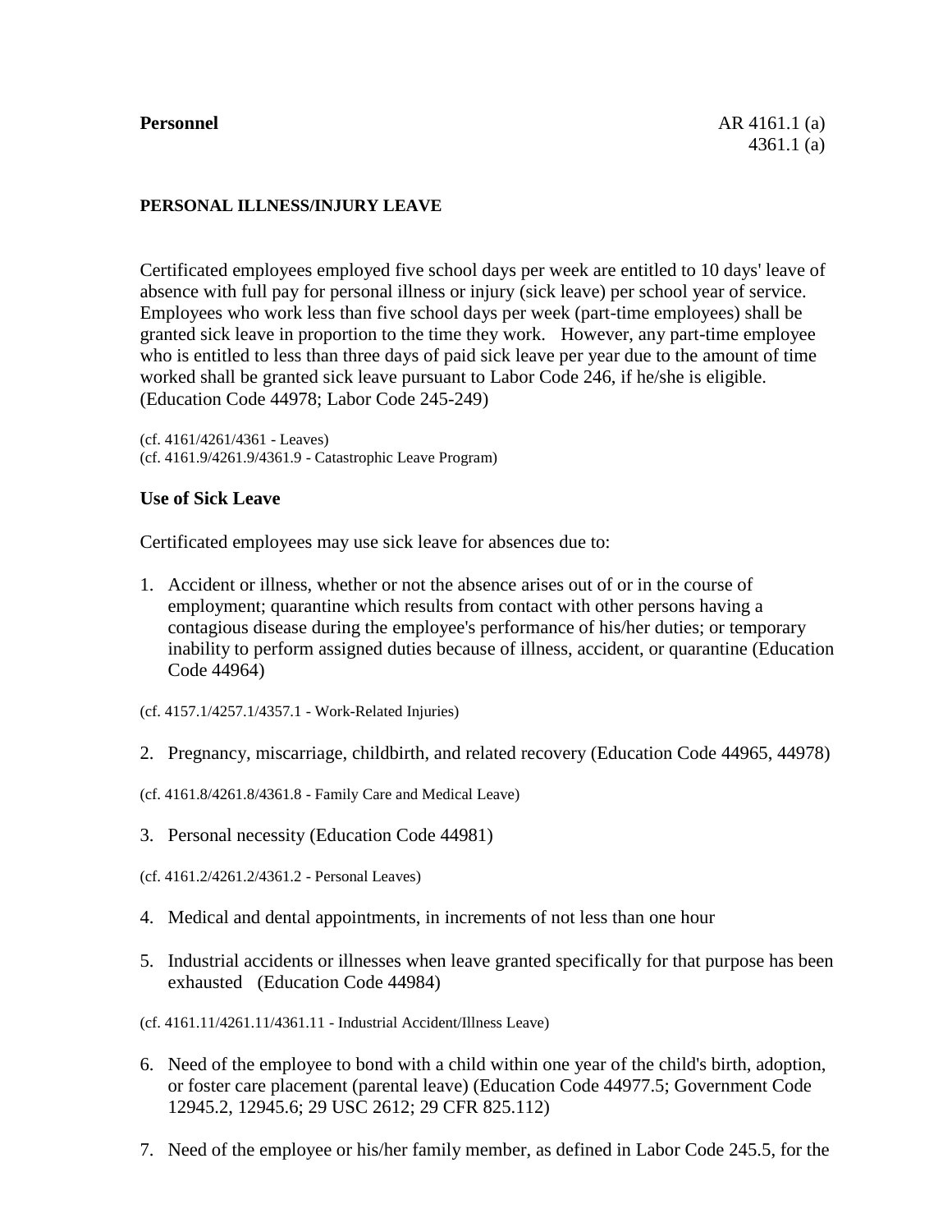**Personnel** AR 4161.1 (a)
4361.1 (a)

## PERSONAL ILLNESS/INJURY LEAVE

Certificated employees employed five school days per week are entitled to 10 days' leave of absence with full pay for personal illness or injury (sick leave) per school year of service. Employees who work less than five school days per week (part-time employees) shall be granted sick leave in proportion to the time they work. However, any part-time employee who is entitled to less than three days of paid sick leave per year due to the amount of time worked shall be granted sick leave pursuant to Labor Code 246, if he/she is eligible. (Education Code 44978; Labor Code 245-249)

(cf. 4161/4261/4361 - Leaves)
(cf. 4161.9/4261.9/4361.9 - Catastrophic Leave Program)

### Use of Sick Leave

Certificated employees may use sick leave for absences due to:

1. Accident or illness, whether or not the absence arises out of or in the course of employment; quarantine which results from contact with other persons having a contagious disease during the employee's performance of his/her duties; or temporary inability to perform assigned duties because of illness, accident, or quarantine (Education Code 44964)

(cf. 4157.1/4257.1/4357.1 - Work-Related Injuries)

2. Pregnancy, miscarriage, childbirth, and related recovery (Education Code 44965, 44978)

(cf. 4161.8/4261.8/4361.8 - Family Care and Medical Leave)

3. Personal necessity (Education Code 44981)

(cf. 4161.2/4261.2/4361.2 - Personal Leaves)

4. Medical and dental appointments, in increments of not less than one hour

5. Industrial accidents or illnesses when leave granted specifically for that purpose has been exhausted (Education Code 44984)

(cf. 4161.11/4261.11/4361.11 - Industrial Accident/Illness Leave)

6. Need of the employee to bond with a child within one year of the child's birth, adoption, or foster care placement (parental leave) (Education Code 44977.5; Government Code 12945.2, 12945.6; 29 USC 2612; 29 CFR 825.112)

7. Need of the employee or his/her family member, as defined in Labor Code 245.5, for the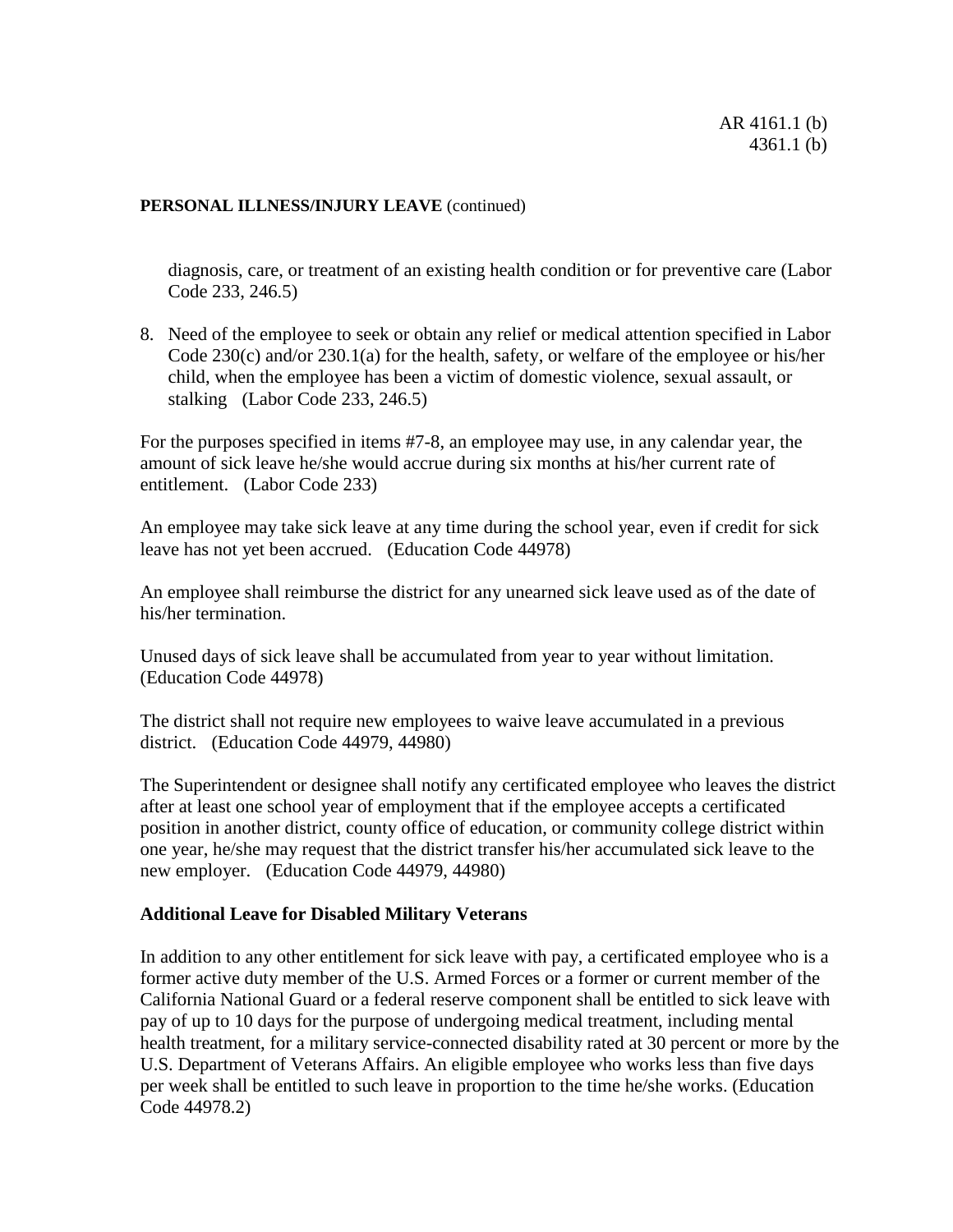**PERSONAL ILLNESS/INJURY LEAVE** (continued)

diagnosis, care, or treatment of an existing health condition or for preventive care (Labor Code 233, 246.5)

8. Need of the employee to seek or obtain any relief or medical attention specified in Labor Code 230(c) and/or 230.1(a) for the health, safety, or welfare of the employee or his/her child, when the employee has been a victim of domestic violence, sexual assault, or stalking (Labor Code 233, 246.5)

For the purposes specified in items #7-8, an employee may use, in any calendar year, the amount of sick leave he/she would accrue during six months at his/her current rate of entitlement. (Labor Code 233)

An employee may take sick leave at any time during the school year, even if credit for sick leave has not yet been accrued. (Education Code 44978)

An employee shall reimburse the district for any unearned sick leave used as of the date of his/her termination.

Unused days of sick leave shall be accumulated from year to year without limitation. (Education Code 44978)

The district shall not require new employees to waive leave accumulated in a previous district. (Education Code 44979, 44980)

The Superintendent or designee shall notify any certificated employee who leaves the district after at least one school year of employment that if the employee accepts a certificated position in another district, county office of education, or community college district within one year, he/she may request that the district transfer his/her accumulated sick leave to the new employer. (Education Code 44979, 44980)

**Additional Leave for Disabled Military Veterans**

In addition to any other entitlement for sick leave with pay, a certificated employee who is a former active duty member of the U.S. Armed Forces or a former or current member of the California National Guard or a federal reserve component shall be entitled to sick leave with pay of up to 10 days for the purpose of undergoing medical treatment, including mental health treatment, for a military service-connected disability rated at 30 percent or more by the U.S. Department of Veterans Affairs. An eligible employee who works less than five days per week shall be entitled to such leave in proportion to the time he/she works. (Education Code 44978.2)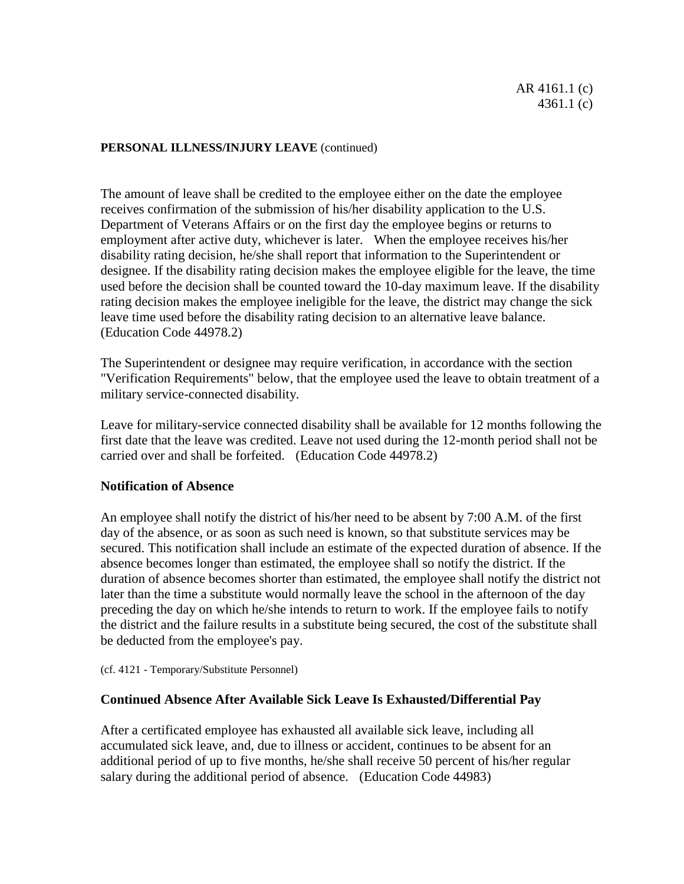**PERSONAL ILLNESS/INJURY LEAVE** (continued)

The amount of leave shall be credited to the employee either on the date the employee receives confirmation of the submission of his/her disability application to the U.S. Department of Veterans Affairs or on the first day the employee begins or returns to employment after active duty, whichever is later. When the employee receives his/her disability rating decision, he/she shall report that information to the Superintendent or designee. If the disability rating decision makes the employee eligible for the leave, the time used before the decision shall be counted toward the 10-day maximum leave. If the disability rating decision makes the employee ineligible for the leave, the district may change the sick leave time used before the disability rating decision to an alternative leave balance. (Education Code 44978.2)

The Superintendent or designee may require verification, in accordance with the section "Verification Requirements" below, that the employee used the leave to obtain treatment of a military service-connected disability.

Leave for military-service connected disability shall be available for 12 months following the first date that the leave was credited. Leave not used during the 12-month period shall not be carried over and shall be forfeited. (Education Code 44978.2)

### Notification of Absence

An employee shall notify the district of his/her need to be absent by 7:00 A.M. of the first day of the absence, or as soon as such need is known, so that substitute services may be secured. This notification shall include an estimate of the expected duration of absence. If the absence becomes longer than estimated, the employee shall so notify the district. If the duration of absence becomes shorter than estimated, the employee shall notify the district not later than the time a substitute would normally leave the school in the afternoon of the day preceding the day on which he/she intends to return to work. If the employee fails to notify the district and the failure results in a substitute being secured, the cost of the substitute shall be deducted from the employee's pay.

(cf. 4121 - Temporary/Substitute Personnel)

### Continued Absence After Available Sick Leave Is Exhausted/Differential Pay

After a certificated employee has exhausted all available sick leave, including all accumulated sick leave, and, due to illness or accident, continues to be absent for an additional period of up to five months, he/she shall receive 50 percent of his/her regular salary during the additional period of absence. (Education Code 44983)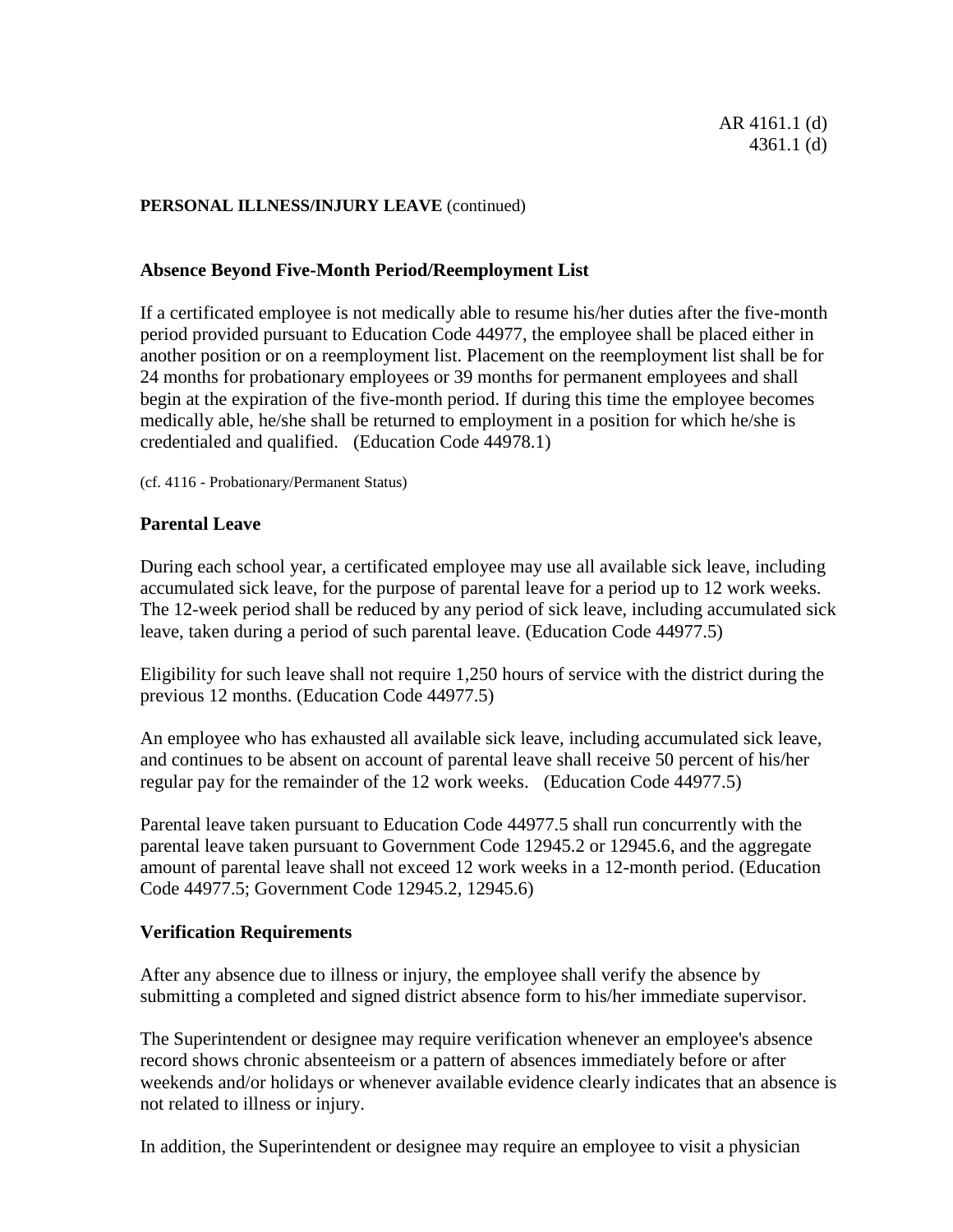**PERSONAL ILLNESS/INJURY LEAVE** (continued)

## Absence Beyond Five-Month Period/Reemployment List

If a certificated employee is not medically able to resume his/her duties after the five-month period provided pursuant to Education Code 44977, the employee shall be placed either in another position or on a reemployment list. Placement on the reemployment list shall be for 24 months for probationary employees or 39 months for permanent employees and shall begin at the expiration of the five-month period. If during this time the employee becomes medically able, he/she shall be returned to employment in a position for which he/she is credentialed and qualified. (Education Code 44978.1)

(cf. 4116 - Probationary/Permanent Status)

## Parental Leave

During each school year, a certificated employee may use all available sick leave, including accumulated sick leave, for the purpose of parental leave for a period up to 12 work weeks. The 12-week period shall be reduced by any period of sick leave, including accumulated sick leave, taken during a period of such parental leave. (Education Code 44977.5)

Eligibility for such leave shall not require 1,250 hours of service with the district during the previous 12 months. (Education Code 44977.5)

An employee who has exhausted all available sick leave, including accumulated sick leave, and continues to be absent on account of parental leave shall receive 50 percent of his/her regular pay for the remainder of the 12 work weeks. (Education Code 44977.5)

Parental leave taken pursuant to Education Code 44977.5 shall run concurrently with the parental leave taken pursuant to Government Code 12945.2 or 12945.6, and the aggregate amount of parental leave shall not exceed 12 work weeks in a 12-month period. (Education Code 44977.5; Government Code 12945.2, 12945.6)

## Verification Requirements

After any absence due to illness or injury, the employee shall verify the absence by submitting a completed and signed district absence form to his/her immediate supervisor.

The Superintendent or designee may require verification whenever an employee's absence record shows chronic absenteeism or a pattern of absences immediately before or after weekends and/or holidays or whenever available evidence clearly indicates that an absence is not related to illness or injury.

In addition, the Superintendent or designee may require an employee to visit a physician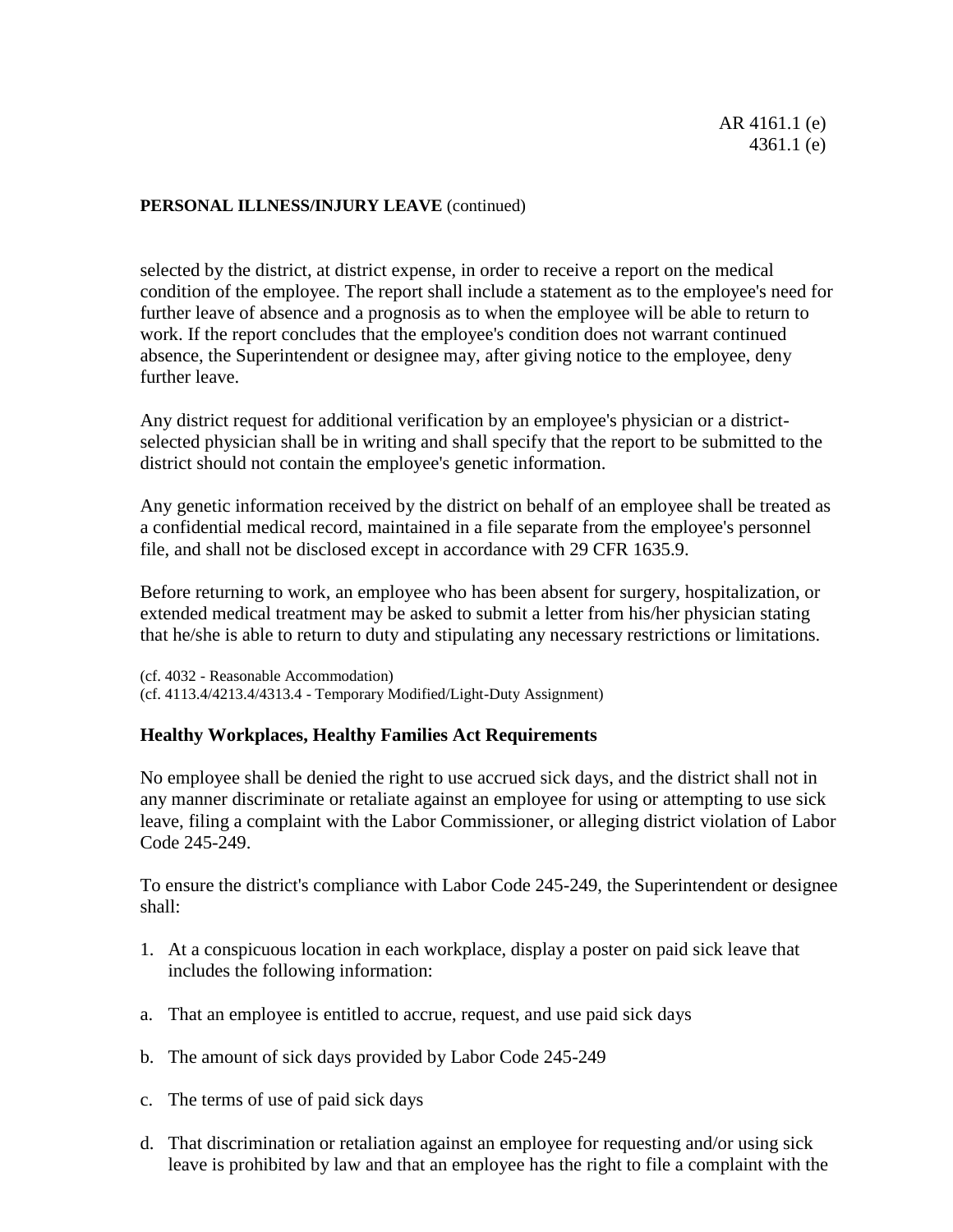selected by the district, at district expense, in order to receive a report on the medical condition of the employee. The report shall include a statement as to the employee's need for further leave of absence and a prognosis as to when the employee will be able to return to work. If the report concludes that the employee's condition does not warrant continued absence, the Superintendent or designee may, after giving notice to the employee, deny further leave.

Any district request for additional verification by an employee's physician or a district-selected physician shall be in writing and shall specify that the report to be submitted to the district should not contain the employee's genetic information.

Any genetic information received by the district on behalf of an employee shall be treated as a confidential medical record, maintained in a file separate from the employee's personnel file, and shall not be disclosed except in accordance with 29 CFR 1635.9.

Before returning to work, an employee who has been absent for surgery, hospitalization, or extended medical treatment may be asked to submit a letter from his/her physician stating that he/she is able to return to duty and stipulating any necessary restrictions or limitations.

(cf. 4032 - Reasonable Accommodation)
(cf. 4113.4/4213.4/4313.4 - Temporary Modified/Light-Duty Assignment)

### Healthy Workplaces, Healthy Families Act Requirements

No employee shall be denied the right to use accrued sick days, and the district shall not in any manner discriminate or retaliate against an employee for using or attempting to use sick leave, filing a complaint with the Labor Commissioner, or alleging district violation of Labor Code 245-249.

To ensure the district's compliance with Labor Code 245-249, the Superintendent or designee shall:

1. At a conspicuous location in each workplace, display a poster on paid sick leave that includes the following information:

a. That an employee is entitled to accrue, request, and use paid sick days

b. The amount of sick days provided by Labor Code 245-249

c. The terms of use of paid sick days

d. That discrimination or retaliation against an employee for requesting and/or using sick leave is prohibited by law and that an employee has the right to file a complaint with the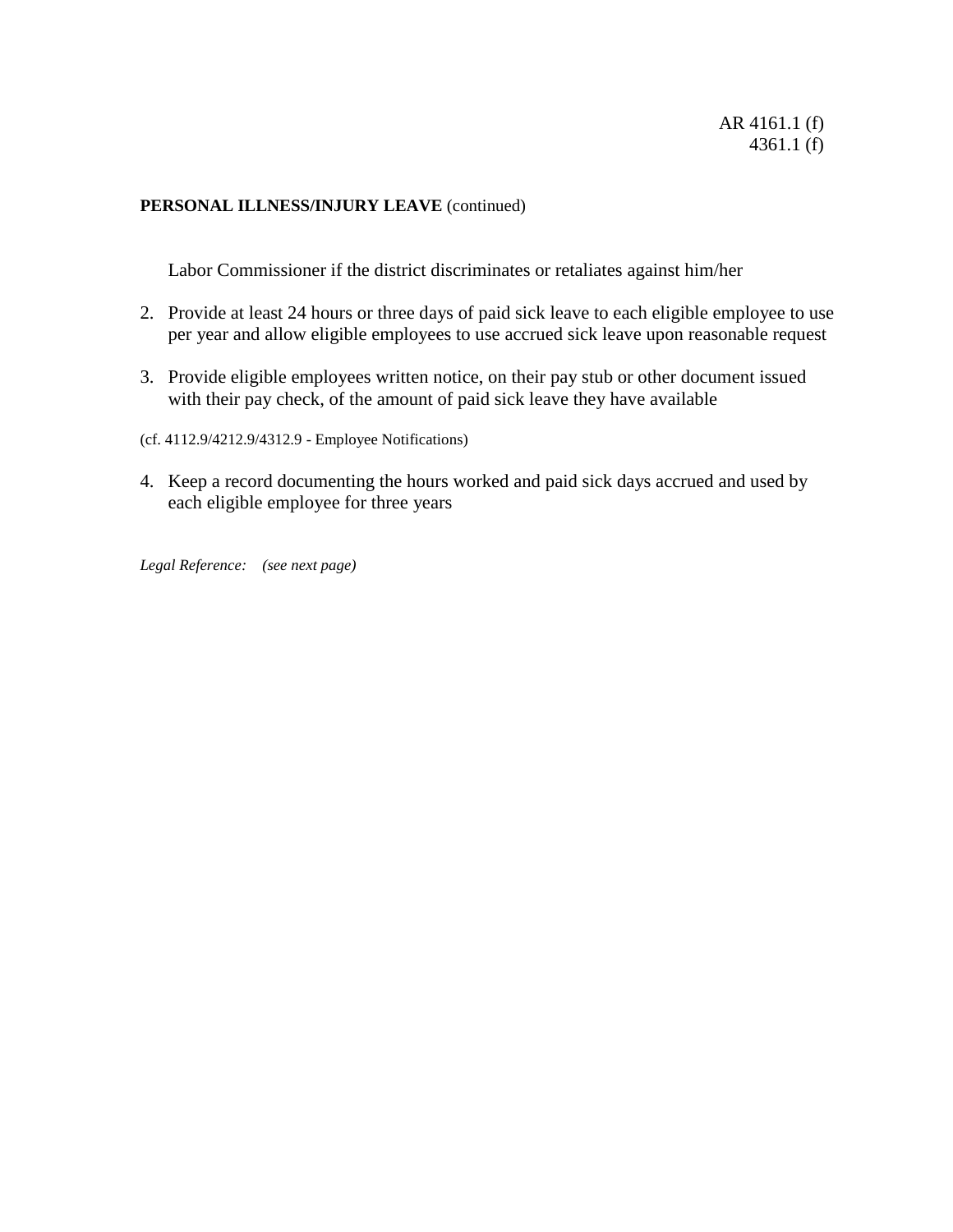**PERSONAL ILLNESS/INJURY LEAVE** (continued)

Labor Commissioner if the district discriminates or retaliates against him/her

2. Provide at least 24 hours or three days of paid sick leave to each eligible employee to use per year and allow eligible employees to use accrued sick leave upon reasonable request

3. Provide eligible employees written notice, on their pay stub or other document issued with their pay check, of the amount of paid sick leave they have available

(cf. 4112.9/4212.9/4312.9 - Employee Notifications)

4. Keep a record documenting the hours worked and paid sick days accrued and used by each eligible employee for three years

*Legal Reference: (see next page)*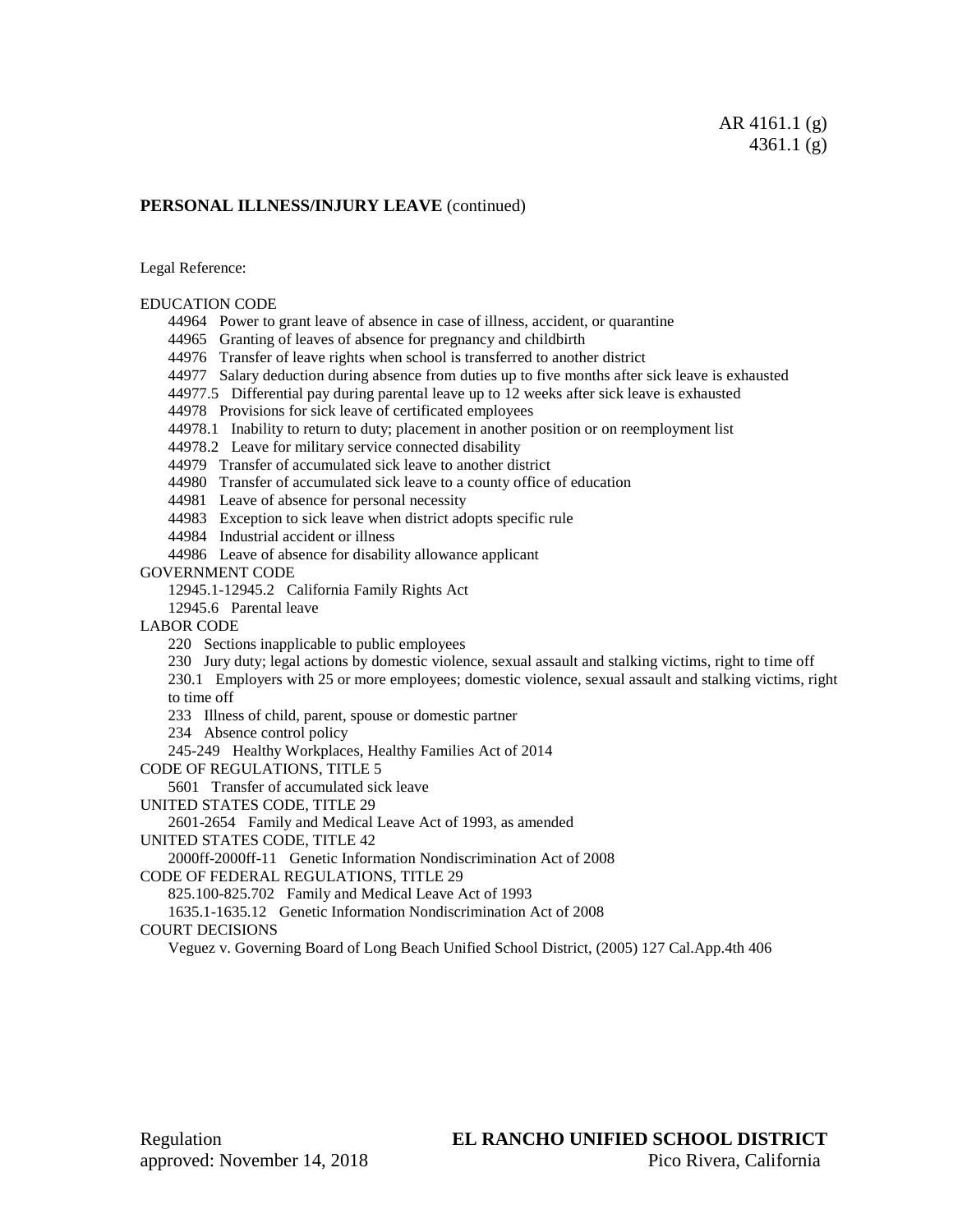**PERSONAL ILLNESS/INJURY LEAVE** (continued)

Legal Reference:

EDUCATION CODE
- 44964 Power to grant leave of absence in case of illness, accident, or quarantine
- 44965 Granting of leaves of absence for pregnancy and childbirth
- 44976 Transfer of leave rights when school is transferred to another district
- 44977 Salary deduction during absence from duties up to five months after sick leave is exhausted
- 44977.5 Differential pay during parental leave up to 12 weeks after sick leave is exhausted
- 44978 Provisions for sick leave of certificated employees
- 44978.1 Inability to return to duty; placement in another position or on reemployment list
- 44978.2 Leave for military service connected disability
- 44979 Transfer of accumulated sick leave to another district
- 44980 Transfer of accumulated sick leave to a county office of education
- 44981 Leave of absence for personal necessity
- 44983 Exception to sick leave when district adopts specific rule
- 44984 Industrial accident or illness
- 44986 Leave of absence for disability allowance applicant

GOVERNMENT CODE
- 12945.1-12945.2 California Family Rights Act
- 12945.6 Parental leave

LABOR CODE
- 220 Sections inapplicable to public employees
- 230 Jury duty; legal actions by domestic violence, sexual assault and stalking victims, right to time off
- 230.1 Employers with 25 or more employees; domestic violence, sexual assault and stalking victims, right to time off
- 233 Illness of child, parent, spouse or domestic partner
- 234 Absence control policy
- 245-249 Healthy Workplaces, Healthy Families Act of 2014

CODE OF REGULATIONS, TITLE 5
- 5601 Transfer of accumulated sick leave

UNITED STATES CODE, TITLE 29
- 2601-2654 Family and Medical Leave Act of 1993, as amended

UNITED STATES CODE, TITLE 42
- 2000ff-2000ff-11 Genetic Information Nondiscrimination Act of 2008

CODE OF FEDERAL REGULATIONS, TITLE 29
- 825.100-825.702 Family and Medical Leave Act of 1993
- 1635.1-1635.12 Genetic Information Nondiscrimination Act of 2008

COURT DECISIONS
- Veguez v. Governing Board of Long Beach Unified School District, (2005) 127 Cal.App.4th 406

Regulation approved: November 14, 2018

**EL RANCHO UNIFIED SCHOOL DISTRICT**
Pico Rivera, California